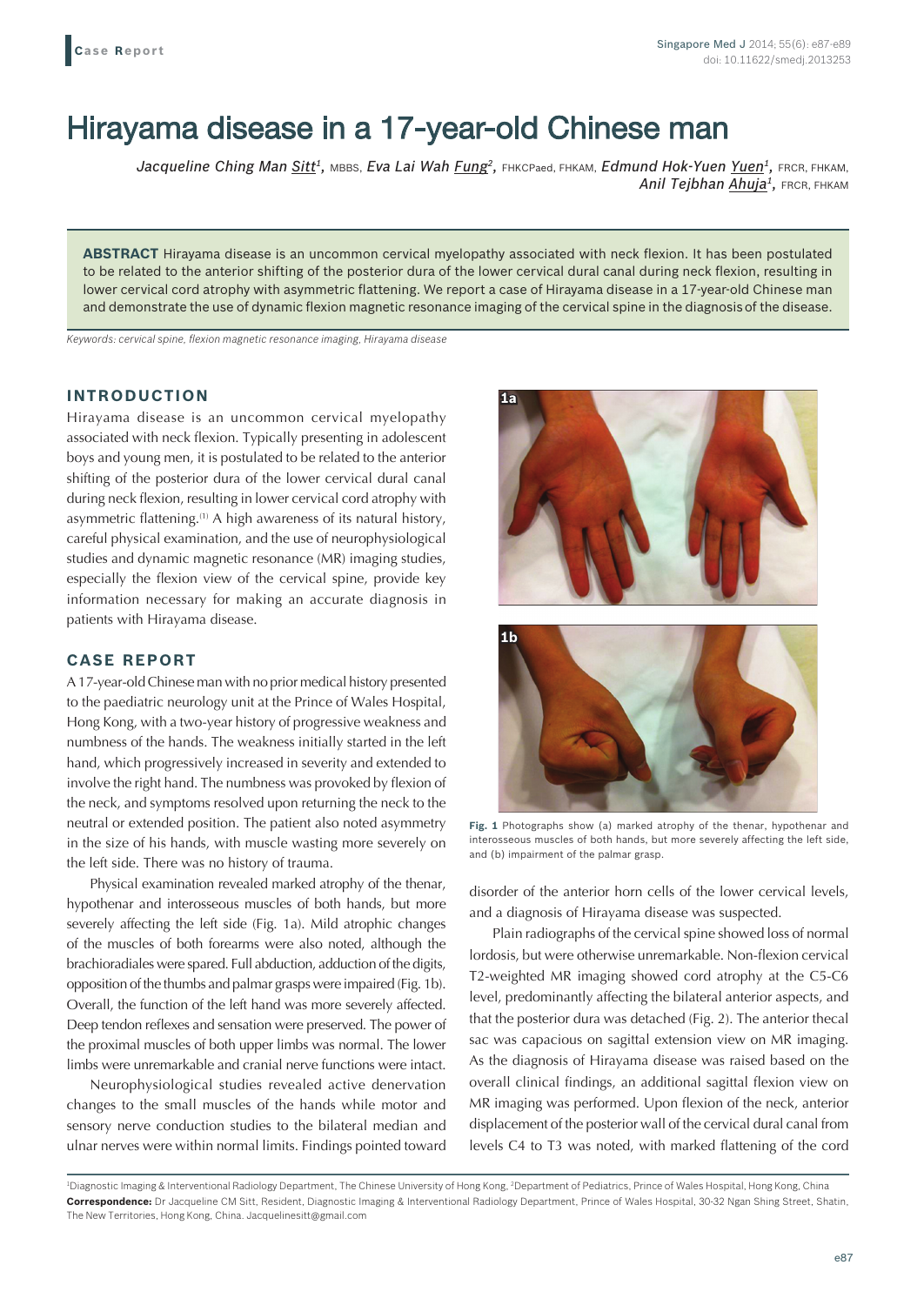Case Report

# Hirayama disease in a 17-year-old Chinese man

*Jacqueline Ching Man Sitt*[1], MBBS, *Eva Lai Wah Fung*[2], FHKCPaed, FHKAM, *Edmund Hok-Yuen Yuen*[1], FRCR, FHKAM, *Anil Tejbhan Ahuja*[1], FRCR, FHKAM

**ABSTRACT** Hirayama disease is an uncommon cervical myelopathy associated with neck flexion. It has been postulated to be related to the anterior shifting of the posterior dura of the lower cervical dural canal during neck flexion, resulting in lower cervical cord atrophy with asymmetric flattening. We report a case of Hirayama disease in a 17-year-old Chinese man and demonstrate the use of dynamic flexion magnetic resonance imaging of the cervical spine in the diagnosis of the disease.

*Keywords: cervical spine, flexion magnetic resonance imaging, Hirayama disease*

## INTRODUCTION

Hirayama disease is an uncommon cervical myelopathy associated with neck flexion. Typically presenting in adolescent boys and young men, it is postulated to be related to the anterior shifting of the posterior dura of the lower cervical dural canal during neck flexion, resulting in lower cervical cord atrophy with asymmetric flattening.[1] A high awareness of its natural history, careful physical examination, and the use of neurophysiological studies and dynamic magnetic resonance (MR) imaging studies, especially the flexion view of the cervical spine, provide key information necessary for making an accurate diagnosis in patients with Hirayama disease.

## CASE REPORT

A 17-year-old Chinese man with no prior medical history presented to the paediatric neurology unit at the Prince of Wales Hospital, Hong Kong, with a two-year history of progressive weakness and numbness of the hands. The weakness initially started in the left hand, which progressively increased in severity and extended to involve the right hand. The numbness was provoked by flexion of the neck, and symptoms resolved upon returning the neck to the neutral or extended position. The patient also noted asymmetry in the size of his hands, with muscle wasting more severely on the left side. There was no history of trauma.

Physical examination revealed marked atrophy of the thenar, hypothenar and interosseous muscles of both hands, but more severely affecting the left side (Fig. 1a). Mild atrophic changes of the muscles of both forearms were also noted, although the brachioradiales were spared. Full abduction, adduction of the digits, opposition of the thumbs and palmar grasps were impaired (Fig. 1b). Overall, the function of the left hand was more severely affected. Deep tendon reflexes and sensation were preserved. The power of the proximal muscles of both upper limbs was normal. The lower limbs were unremarkable and cranial nerve functions were intact.

Neurophysiological studies revealed active denervation changes to the small muscles of the hands while motor and sensory nerve conduction studies to the bilateral median and ulnar nerves were within normal limits. Findings pointed toward disorder of the anterior horn cells of the lower cervical levels, and a diagnosis of Hirayama disease was suspected.

**Fig. 1** Photographs show (a) marked atrophy of the thenar, hypothenar and interosseous muscles of both hands, but more severely affecting the left side, and (b) impairment of the palmar grasp.

Plain radiographs of the cervical spine showed loss of normal lordosis, but were otherwise unremarkable. Non-flexion cervical T2-weighted MR imaging showed cord atrophy at the C5-C6 level, predominantly affecting the bilateral anterior aspects, and that the posterior dura was detached (Fig. 2). The anterior thecal sac was capacious on sagittal extension view on MR imaging. As the diagnosis of Hirayama disease was raised based on the overall clinical findings, an additional sagittal flexion view on MR imaging was performed. Upon flexion of the neck, anterior displacement of the posterior wall of the cervical dural canal from levels C4 to T3 was noted, with marked flattening of the cord

[1]Diagnostic Imaging & Interventional Radiology Department, The Chinese University of Hong Kong, [2]Department of Pediatrics, Prince of Wales Hospital, Hong Kong, China

**Correspondence:** Dr Jacqueline CM Sitt, Resident, Diagnostic Imaging & Interventional Radiology Department, Prince of Wales Hospital, 30-32 Ngan Shing Street, Shatin, The New Territories, Hong Kong, China. Jacquelinesitt@gmail.com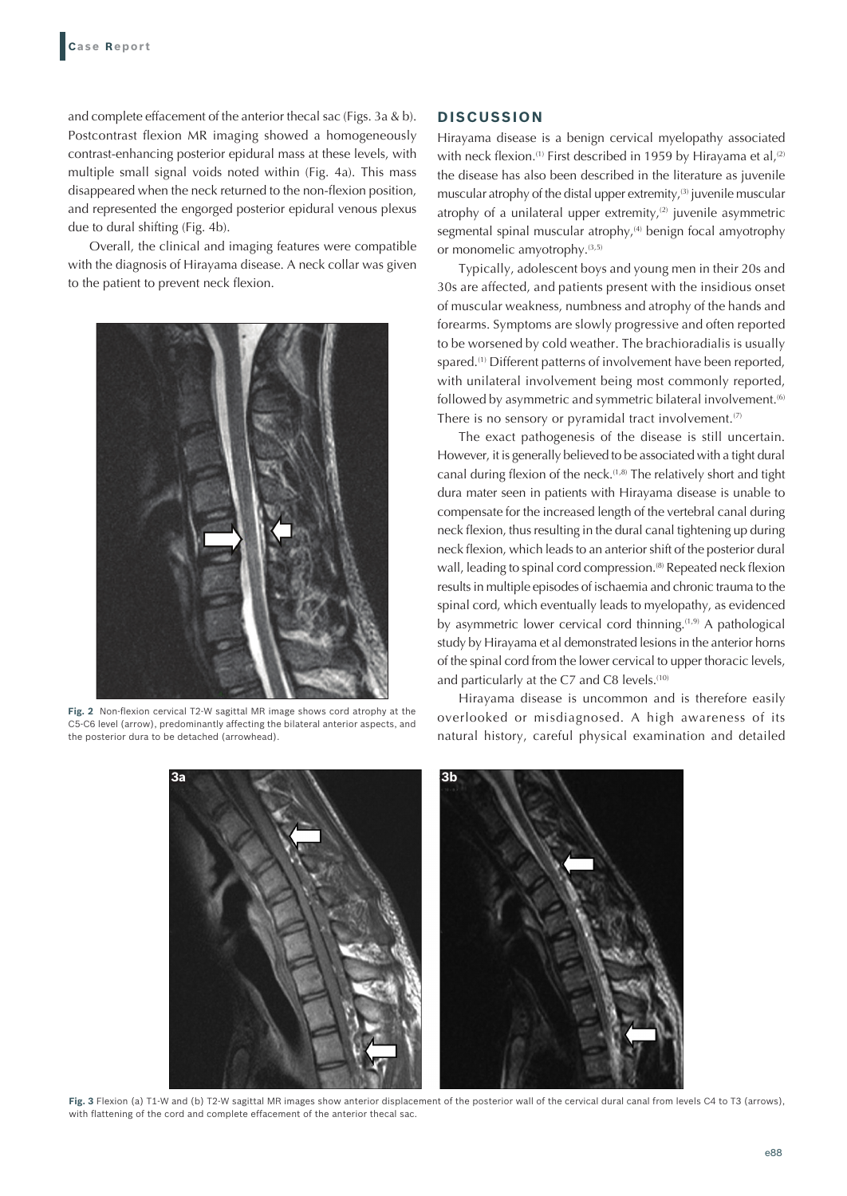and complete effacement of the anterior thecal sac (Figs. 3a & b). Postcontrast flexion MR imaging showed a homogeneously contrast-enhancing posterior epidural mass at these levels, with multiple small signal voids noted within (Fig. 4a). This mass disappeared when the neck returned to the non-flexion position, and represented the engorged posterior epidural venous plexus due to dural shifting (Fig. 4b).

Overall, the clinical and imaging features were compatible with the diagnosis of Hirayama disease. A neck collar was given to the patient to prevent neck flexion.

**Fig. 2** Non-flexion cervical T2-W sagittal MR image shows cord atrophy at the C5-C6 level (arrow), predominantly affecting the bilateral anterior aspects, and the posterior dura to be detached (arrowhead).

## DISCUSSION

Hirayama disease is a benign cervical myelopathy associated with neck flexion.[1] First described in 1959 by Hirayama et al,[2] the disease has also been described in the literature as juvenile muscular atrophy of the distal upper extremity,[3] juvenile muscular atrophy of a unilateral upper extremity,[2] juvenile asymmetric segmental spinal muscular atrophy,[4] benign focal amyotrophy or monomelic amyotrophy.[3,5]

Typically, adolescent boys and young men in their 20s and 30s are affected, and patients present with the insidious onset of muscular weakness, numbness and atrophy of the hands and forearms. Symptoms are slowly progressive and often reported to be worsened by cold weather. The brachioradialis is usually spared.[1] Different patterns of involvement have been reported, with unilateral involvement being most commonly reported, followed by asymmetric and symmetric bilateral involvement.[6] There is no sensory or pyramidal tract involvement.[7]

The exact pathogenesis of the disease is still uncertain. However, it is generally believed to be associated with a tight dural canal during flexion of the neck.[1,8] The relatively short and tight dura mater seen in patients with Hirayama disease is unable to compensate for the increased length of the vertebral canal during neck flexion, thus resulting in the dural canal tightening up during neck flexion, which leads to an anterior shift of the posterior dural wall, leading to spinal cord compression.[8] Repeated neck flexion results in multiple episodes of ischaemia and chronic trauma to the spinal cord, which eventually leads to myelopathy, as evidenced by asymmetric lower cervical cord thinning.[1,9] A pathological study by Hirayama et al demonstrated lesions in the anterior horns of the spinal cord from the lower cervical to upper thoracic levels, and particularly at the C7 and C8 levels.[10]

Hirayama disease is uncommon and is therefore easily overlooked or misdiagnosed. A high awareness of its natural history, careful physical examination and detailed

**Fig. 3** Flexion (a) T1-W and (b) T2-W sagittal MR images show anterior displacement of the posterior wall of the cervical dural canal from levels C4 to T3 (arrows), with flattening of the cord and complete effacement of the anterior thecal sac.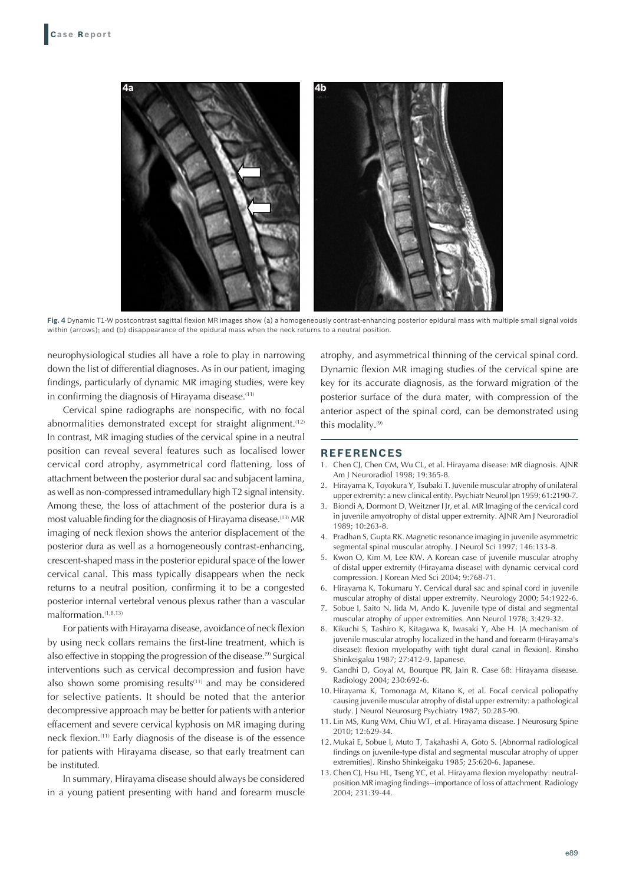**Fig. 4** Dynamic T1-W postcontrast sagittal flexion MR images show (a) a homogeneously contrast-enhancing posterior epidural mass with multiple small signal voids within (arrows); and (b) disappearance of the epidural mass when the neck returns to a neutral position.

neurophysiological studies all have a role to play in narrowing down the list of differential diagnoses. As in our patient, imaging findings, particularly of dynamic MR imaging studies, were key in confirming the diagnosis of Hirayama disease.[11]

Cervical spine radiographs are nonspecific, with no focal abnormalities demonstrated except for straight alignment.[12] In contrast, MR imaging studies of the cervical spine in a neutral position can reveal several features such as localised lower cervical cord atrophy, asymmetrical cord flattening, loss of attachment between the posterior dural sac and subjacent lamina, as well as non-compressed intramedullary high T2 signal intensity. Among these, the loss of attachment of the posterior dura is a most valuable finding for the diagnosis of Hirayama disease.[13] MR imaging of neck flexion shows the anterior displacement of the posterior dura as well as a homogeneously contrast-enhancing, crescent-shaped mass in the posterior epidural space of the lower cervical canal. This mass typically disappears when the neck returns to a neutral position, confirming it to be a congested posterior internal vertebral venous plexus rather than a vascular malformation.[1,8,13]

For patients with Hirayama disease, avoidance of neck flexion by using neck collars remains the first-line treatment, which is also effective in stopping the progression of the disease.[9] Surgical interventions such as cervical decompression and fusion have also shown some promising results[11] and may be considered for selective patients. It should be noted that the anterior decompressive approach may be better for patients with anterior effacement and severe cervical kyphosis on MR imaging during neck flexion.[11] Early diagnosis of the disease is of the essence for patients with Hirayama disease, so that early treatment can be instituted.

In summary, Hirayama disease should always be considered in a young patient presenting with hand and forearm muscle atrophy, and asymmetrical thinning of the cervical spinal cord. Dynamic flexion MR imaging studies of the cervical spine are key for its accurate diagnosis, as the forward migration of the posterior surface of the dura mater, with compression of the anterior aspect of the spinal cord, can be demonstrated using this modality.[9]

## REFERENCES

1. Chen CJ, Chen CM, Wu CL, et al. Hirayama disease: MR diagnosis. AJNR Am J Neuroradiol 1998; 19:365-8.
2. Hirayama K, Toyokura Y, Tsubaki T. Juvenile muscular atrophy of unilateral upper extremity: a new clinical entity. Psychiatr Neurol Jpn 1959; 61:2190-7.
3. Biondi A, Dormont D, Weitzner I Jr, et al. MR Imaging of the cervical cord in juvenile amyotrophy of distal upper extremity. AJNR Am J Neuroradiol 1989; 10:263-8.
4. Pradhan S, Gupta RK. Magnetic resonance imaging in juvenile asymmetric segmental spinal muscular atrophy. J Neurol Sci 1997; 146:133-8.
5. Kwon O, Kim M, Lee KW. A Korean case of juvenile muscular atrophy of distal upper extremity (Hirayama disease) with dynamic cervical cord compression. J Korean Med Sci 2004; 9:768-71.
6. Hirayama K, Tokumaru Y. Cervical dural sac and spinal cord in juvenile muscular atrophy of distal upper extremity. Neurology 2000; 54:1922-6.
7. Sobue I, Saito N, Iida M, Ando K. Juvenile type of distal and segmental muscular atrophy of upper extremities. Ann Neurol 1978; 3:429-32.
8. Kikuchi S, Tashiro K, Kitagawa K, Iwasaki Y, Abe H. [A mechanism of juvenile muscular atrophy localized in the hand and forearm (Hirayama's disease): flexion myelopathy with tight dural canal in flexion]. Rinsho Shinkeigaku 1987; 27:412-9. Japanese.
9. Gandhi D, Goyal M, Bourque PR, Jain R. Case 68: Hirayama disease. Radiology 2004; 230:692-6.
10. Hirayama K, Tomonaga M, Kitano K, et al. Focal cervical poliopathy causing juvenile muscular atrophy of distal upper extremity: a pathological study. J Neurol Neurosurg Psychiatry 1987; 50:285-90.
11. Lin MS, Kung WM, Chiu WT, et al. Hirayama disease. J Neurosurg Spine 2010; 12:629-34.
12. Mukai E, Sobue I, Muto T, Takahashi A, Goto S. [Abnormal radiological findings on juvenile-type distal and segmental muscular atrophy of upper extremities]. Rinsho Shinkeigaku 1985; 25:620-6. Japanese.
13. Chen CJ, Hsu HL, Tseng YC, et al. Hirayama flexion myelopathy: neutral-position MR imaging findings--importance of loss of attachment. Radiology 2004; 231:39-44.